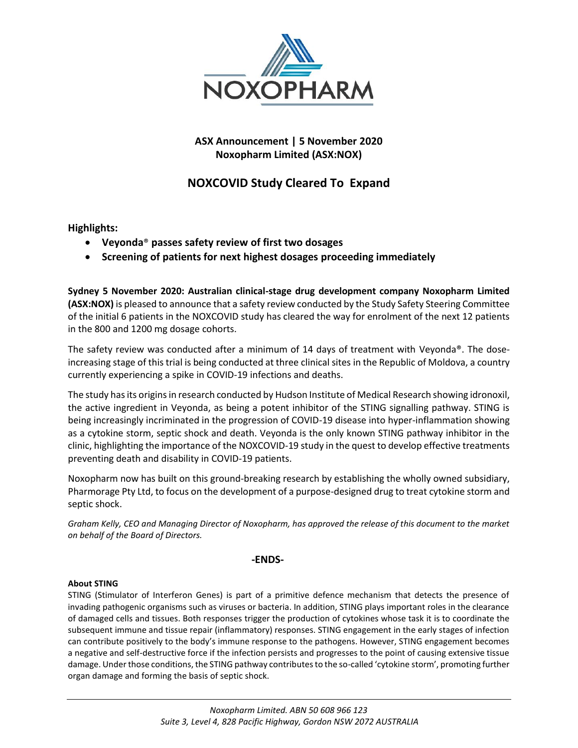**ASX Announcement | 5 November 2020**
**Noxopharm Limited (ASX:NOX)**

# NOXCOVID Study Cleared To Expand

**Highlights:**

- **Veyonda® passes safety review of first two dosages**
- **Screening of patients for next highest dosages proceeding immediately**

**Sydney 5 November 2020: Australian clinical-stage drug development company Noxopharm Limited (ASX:NOX)** is pleased to announce that a safety review conducted by the Study Safety Steering Committee of the initial 6 patients in the NOXCOVID study has cleared the way for enrolment of the next 12 patients in the 800 and 1200 mg dosage cohorts.

The safety review was conducted after a minimum of 14 days of treatment with Veyonda®. The dose-increasing stage of this trial is being conducted at three clinical sites in the Republic of Moldova, a country currently experiencing a spike in COVID-19 infections and deaths.

The study has its origins in research conducted by Hudson Institute of Medical Research showing idronoxil, the active ingredient in Veyonda, as being a potent inhibitor of the STING signalling pathway. STING is being increasingly incriminated in the progression of COVID-19 disease into hyper-inflammation showing as a cytokine storm, septic shock and death. Veyonda is the only known STING pathway inhibitor in the clinic, highlighting the importance of the NOXCOVID-19 study in the quest to develop effective treatments preventing death and disability in COVID-19 patients.

Noxopharm now has built on this ground-breaking research by establishing the wholly owned subsidiary, Pharmorage Pty Ltd, to focus on the development of a purpose-designed drug to treat cytokine storm and septic shock.

*Graham Kelly, CEO and Managing Director of Noxopharm, has approved the release of this document to the market on behalf of the Board of Directors.*

**-ENDS-**

**About STING**

STING (Stimulator of Interferon Genes) is part of a primitive defence mechanism that detects the presence of invading pathogenic organisms such as viruses or bacteria. In addition, STING plays important roles in the clearance of damaged cells and tissues. Both responses trigger the production of cytokines whose task it is to coordinate the subsequent immune and tissue repair (inflammatory) responses. STING engagement in the early stages of infection can contribute positively to the body's immune response to the pathogens. However, STING engagement becomes a negative and self-destructive force if the infection persists and progresses to the point of causing extensive tissue damage. Under those conditions, the STING pathway contributes to the so-called 'cytokine storm', promoting further organ damage and forming the basis of septic shock.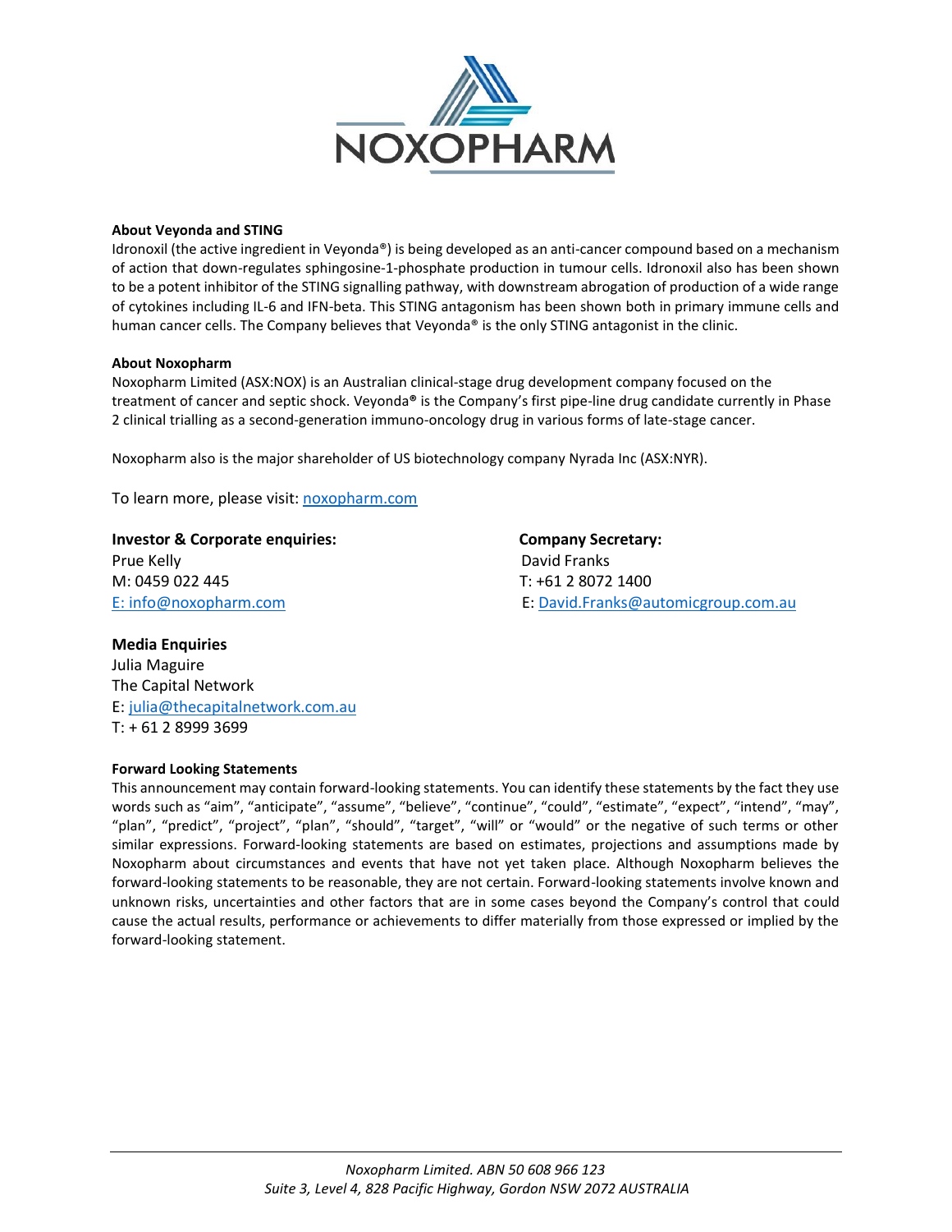**About Veyonda and STING**

Idronoxil (the active ingredient in Veyonda®) is being developed as an anti-cancer compound based on a mechanism of action that down-regulates sphingosine-1-phosphate production in tumour cells. Idronoxil also has been shown to be a potent inhibitor of the STING signalling pathway, with downstream abrogation of production of a wide range of cytokines including IL-6 and IFN-beta. This STING antagonism has been shown both in primary immune cells and human cancer cells. The Company believes that Veyonda® is the only STING antagonist in the clinic.

**About Noxopharm**

Noxopharm Limited (ASX:NOX) is an Australian clinical-stage drug development company focused on the treatment of cancer and septic shock. Veyonda® is the Company's first pipe-line drug candidate currently in Phase 2 clinical trialling as a second-generation immuno-oncology drug in various forms of late-stage cancer.

Noxopharm also is the major shareholder of US biotechnology company Nyrada Inc (ASX:NYR).

To learn more, please visit: noxopharm.com

**Investor & Corporate enquiries:**
Prue Kelly
M: 0459 022 445
E: info@noxopharm.com

**Company Secretary:**
David Franks
T: +61 2 8072 1400
E: David.Franks@automicgroup.com.au

**Media Enquiries**
Julia Maguire
The Capital Network
E: julia@thecapitalnetwork.com.au
T: + 61 2 8999 3699

**Forward Looking Statements**

This announcement may contain forward-looking statements. You can identify these statements by the fact they use words such as "aim", "anticipate", "assume", "believe", "continue", "could", "estimate", "expect", "intend", "may", "plan", "predict", "project", "plan", "should", "target", "will" or "would" or the negative of such terms or other similar expressions. Forward-looking statements are based on estimates, projections and assumptions made by Noxopharm about circumstances and events that have not yet taken place. Although Noxopharm believes the forward-looking statements to be reasonable, they are not certain. Forward-looking statements involve known and unknown risks, uncertainties and other factors that are in some cases beyond the Company's control that could cause the actual results, performance or achievements to differ materially from those expressed or implied by the forward-looking statement.

*Noxopharm Limited. ABN 50 608 966 123*
*Suite 3, Level 4, 828 Pacific Highway, Gordon NSW 2072 AUSTRALIA*